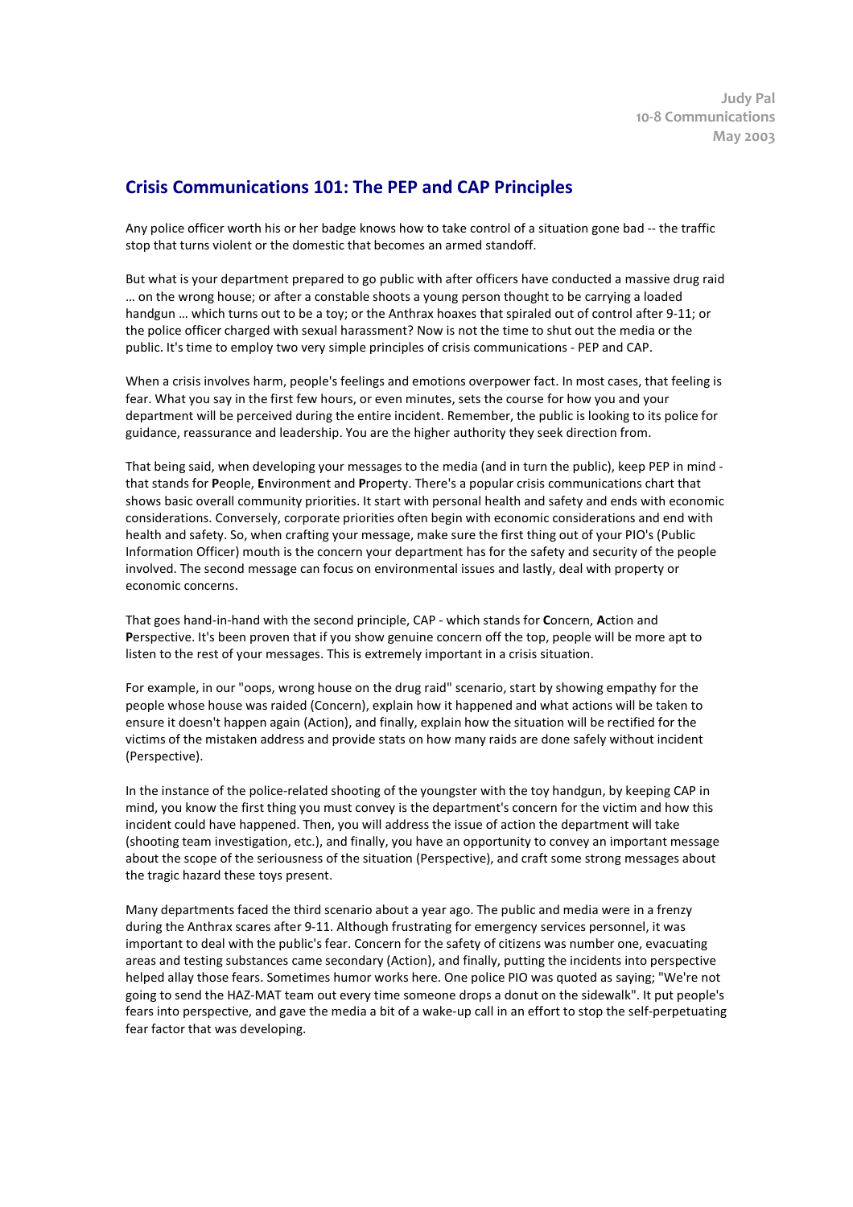Judy Pal
10-8 Communications
May 2003

## Crisis Communications 101: The PEP and CAP Principles

Any police officer worth his or her badge knows how to take control of a situation gone bad -- the traffic stop that turns violent or the domestic that becomes an armed standoff.

But what is your department prepared to go public with after officers have conducted a massive drug raid … on the wrong house; or after a constable shoots a young person thought to be carrying a loaded handgun … which turns out to be a toy; or the Anthrax hoaxes that spiraled out of control after 9-11; or the police officer charged with sexual harassment? Now is not the time to shut out the media or the public. It's time to employ two very simple principles of crisis communications - PEP and CAP.

When a crisis involves harm, people's feelings and emotions overpower fact. In most cases, that feeling is fear. What you say in the first few hours, or even minutes, sets the course for how you and your department will be perceived during the entire incident. Remember, the public is looking to its police for guidance, reassurance and leadership. You are the higher authority they seek direction from.

That being said, when developing your messages to the media (and in turn the public), keep PEP in mind - that stands for **P**eople, **E**nvironment and **P**roperty. There's a popular crisis communications chart that shows basic overall community priorities. It start with personal health and safety and ends with economic considerations. Conversely, corporate priorities often begin with economic considerations and end with health and safety. So, when crafting your message, make sure the first thing out of your PIO's (Public Information Officer) mouth is the concern your department has for the safety and security of the people involved. The second message can focus on environmental issues and lastly, deal with property or economic concerns.

That goes hand-in-hand with the second principle, CAP - which stands for **C**oncern, **A**ction and **P**erspective. It's been proven that if you show genuine concern off the top, people will be more apt to listen to the rest of your messages. This is extremely important in a crisis situation.

For example, in our "oops, wrong house on the drug raid" scenario, start by showing empathy for the people whose house was raided (Concern), explain how it happened and what actions will be taken to ensure it doesn't happen again (Action), and finally, explain how the situation will be rectified for the victims of the mistaken address and provide stats on how many raids are done safely without incident (Perspective).

In the instance of the police-related shooting of the youngster with the toy handgun, by keeping CAP in mind, you know the first thing you must convey is the department's concern for the victim and how this incident could have happened. Then, you will address the issue of action the department will take (shooting team investigation, etc.), and finally, you have an opportunity to convey an important message about the scope of the seriousness of the situation (Perspective), and craft some strong messages about the tragic hazard these toys present.

Many departments faced the third scenario about a year ago. The public and media were in a frenzy during the Anthrax scares after 9-11. Although frustrating for emergency services personnel, it was important to deal with the public's fear. Concern for the safety of citizens was number one, evacuating areas and testing substances came secondary (Action), and finally, putting the incidents into perspective helped allay those fears. Sometimes humor works here. One police PIO was quoted as saying; "We're not going to send the HAZ-MAT team out every time someone drops a donut on the sidewalk". It put people's fears into perspective, and gave the media a bit of a wake-up call in an effort to stop the self-perpetuating fear factor that was developing.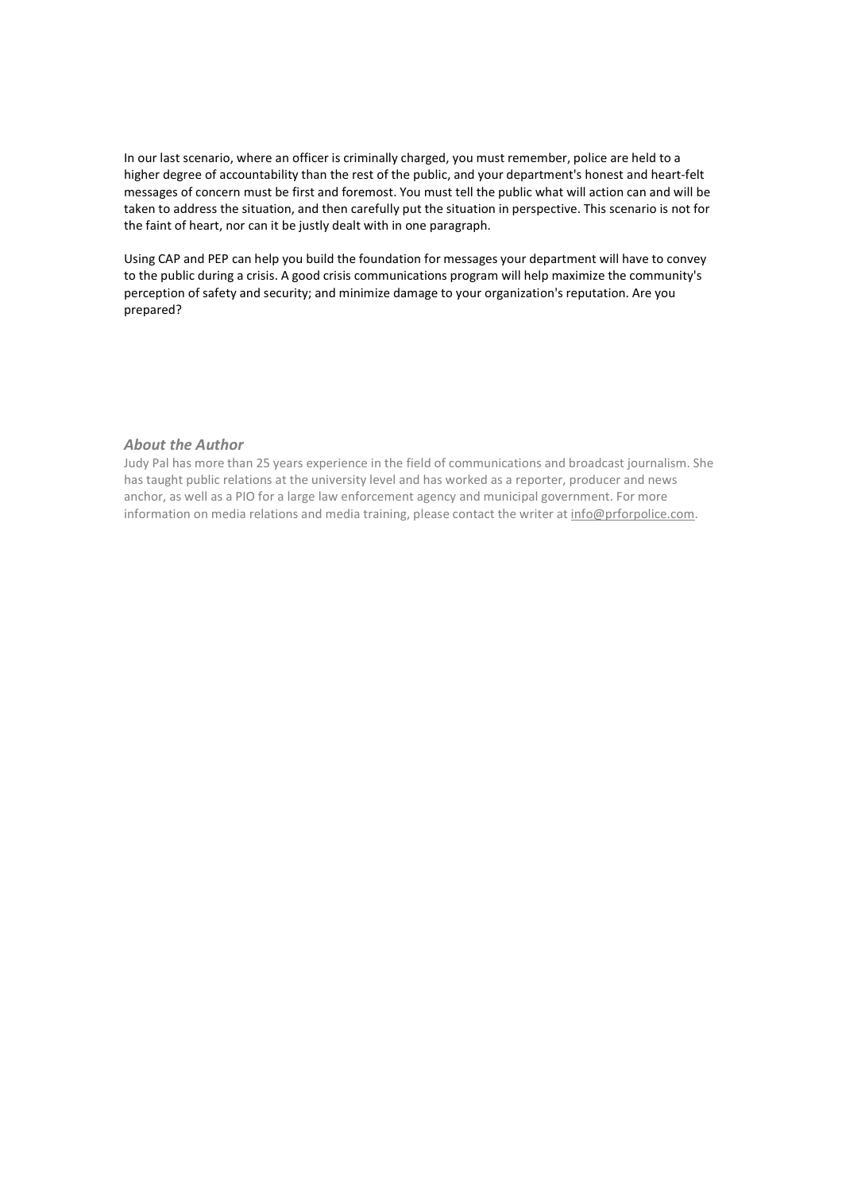In our last scenario, where an officer is criminally charged, you must remember, police are held to a higher degree of accountability than the rest of the public, and your department's honest and heart-felt messages of concern must be first and foremost. You must tell the public what will action can and will be taken to address the situation, and then carefully put the situation in perspective. This scenario is not for the faint of heart, nor can it be justly dealt with in one paragraph.

Using CAP and PEP can help you build the foundation for messages your department will have to convey to the public during a crisis. A good crisis communications program will help maximize the community's perception of safety and security; and minimize damage to your organization's reputation. Are you prepared?

### *About the Author*

Judy Pal has more than 25 years experience in the field of communications and broadcast journalism. She has taught public relations at the university level and has worked as a reporter, producer and news anchor, as well as a PIO for a large law enforcement agency and municipal government. For more information on media relations and media training, please contact the writer at info@prforpolice.com.